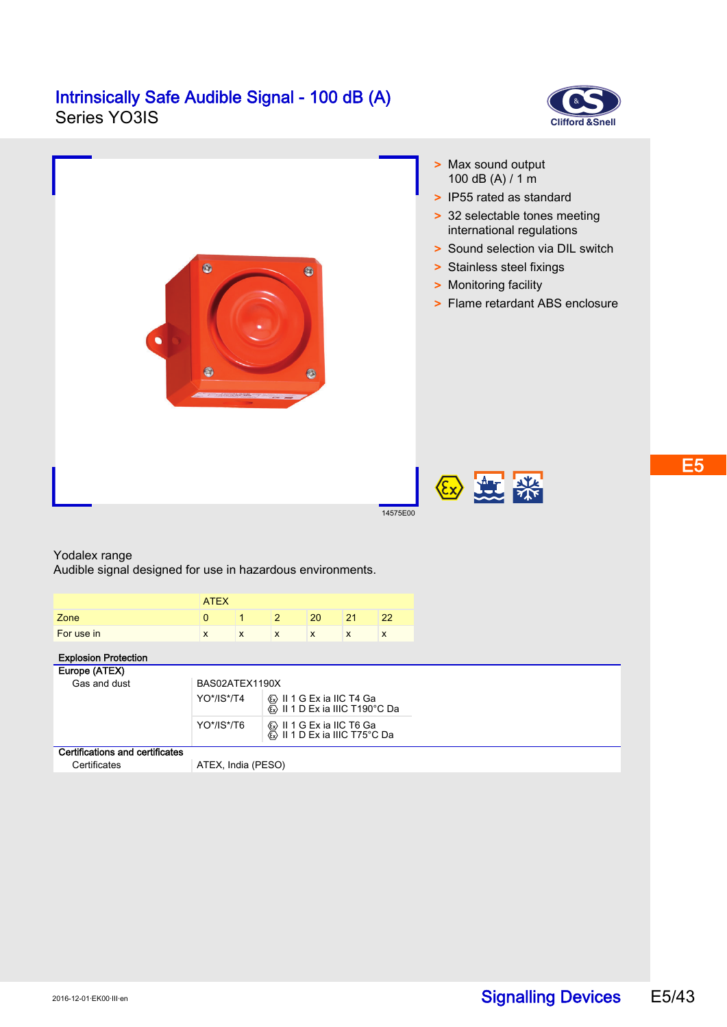# Intrinsically Safe Audible Signal - 100 dB (A)

Series YO3IS

14575E00

- Max sound output 100 dB (A) / 1 m
- IP55 rated as standard
- 32 selectable tones meeting international regulations
- Sound selection via DIL switch
- Stainless steel fixings
- Monitoring facility
- Flame retardant ABS enclosure

E5

Yodalex range
Audible signal designed for use in hazardous environments.

| | ATEX | | | | | |
|---|---|---|---|---|---|---|
| Zone | 0 | 1 | 2 | 20 | 21 | 22 |
| For use in | x | x | x | x | x | x |

**Explosion Protection**

| | | |
|---|---|---|
| **Europe (ATEX)** | | |
| Gas and dust | BAS02ATEX1190X | |
| | YO*/IS*/T4 | Ⓔx II 1 G Ex ia IIC T4 Ga<br>Ⓔx II 1 D Ex ia IIIC T190°C Da |
| | YO*/IS*/T6 | Ⓔx II 1 G Ex ia IIC T6 Ga<br>Ⓔx II 1 D Ex ia IIIC T75°C Da |

**Certifications and certificates**

| | |
|---|---|
| Certificates | ATEX, India (PESO) |

2016-12-01·EK00·III·en

Signalling Devices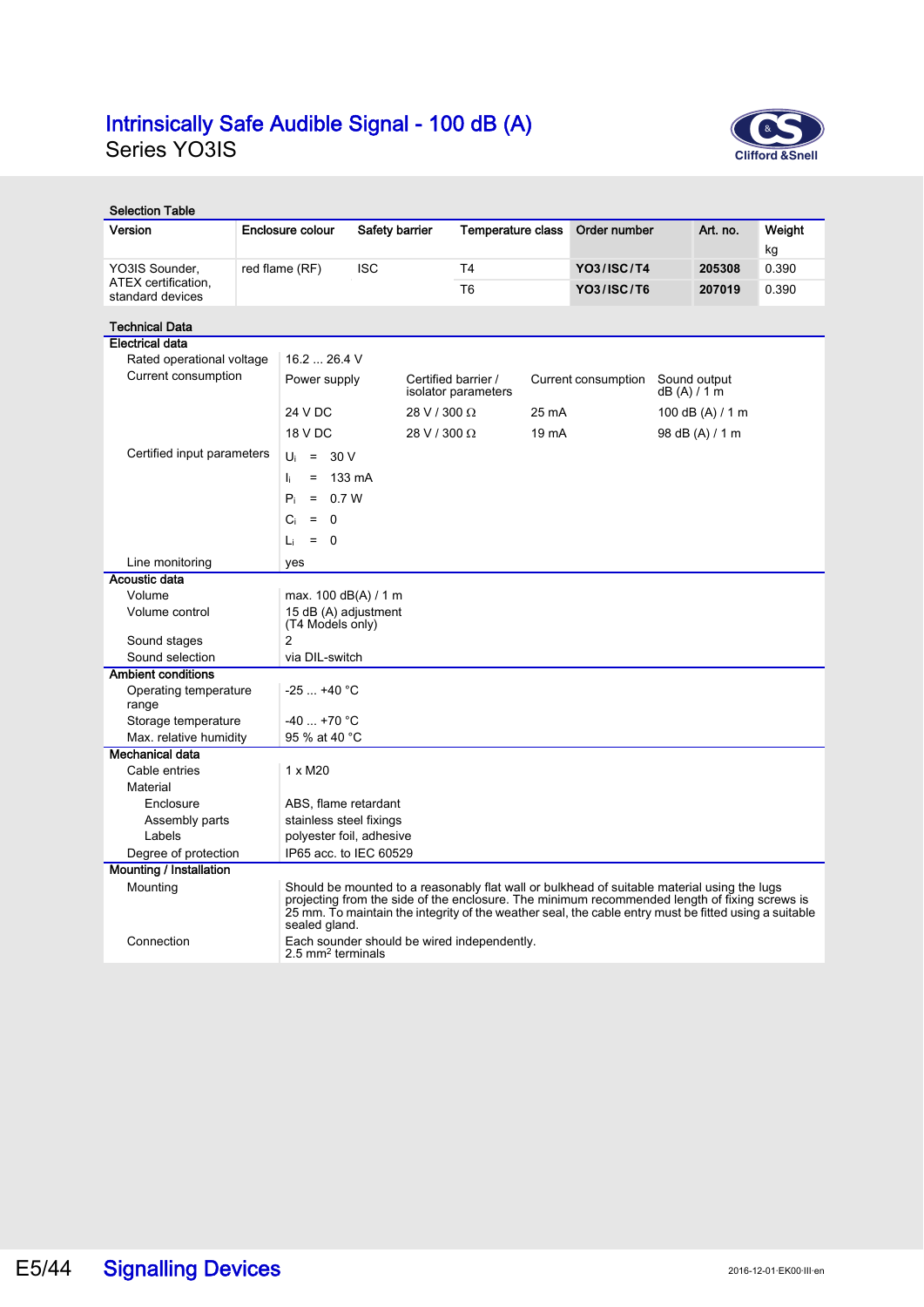# Intrinsically Safe Audible Signal - 100 dB (A)

## Series YO3IS

### Selection Table

| Version | Enclosure colour | Safety barrier | Temperature class | Order number | Art. no. | Weight kg |
|---|---|---|---|---|---|---|
| YO3IS Sounder, ATEX certification, standard devices | red flame (RF) | ISC | T4 | **YO3/ISC/T4** | **205308** | 0.390 |
| | | | T6 | **YO3/ISC/T6** | **207019** | 0.390 |

### Technical Data

**Electrical data**

| | |
|---|---|
| Rated operational voltage | 16.2 ... 26.4 V |

Current consumption:

| Power supply | Certified barrier / isolator parameters | Current consumption | Sound output dB (A) / 1 m |
|---|---|---|---|
| 24 V DC | 28 V / 300 Ω | 25 mA | 100 dB (A) / 1 m |
| 18 V DC | 28 V / 300 Ω | 19 mA | 98 dB (A) / 1 m |

Certified input parameters:

- $U_i$ = 30 V
- $I_i$ = 133 mA
- $P_i$ = 0.7 W
- $C_i$ = 0
- $L_i$ = 0

| | |
|---|---|
| Line monitoring | yes |

**Acoustic data**

| | |
|---|---|
| Volume | max. 100 dB(A) / 1 m |
| Volume control | 15 dB (A) adjustment (T4 Models only) |
| Sound stages | 2 |
| Sound selection | via DIL-switch |

**Ambient conditions**

| | |
|---|---|
| Operating temperature range | -25 ... +40 °C |
| Storage temperature | -40 ... +70 °C |
| Max. relative humidity | 95 % at 40 °C |

**Mechanical data**

| | |
|---|---|
| Cable entries | 1 x M20 |
| Material | |
| Enclosure | ABS, flame retardant |
| Assembly parts | stainless steel fixings |
| Labels | polyester foil, adhesive |
| Degree of protection | IP65 acc. to IEC 60529 |

**Mounting / Installation**

| | |
|---|---|
| Mounting | Should be mounted to a reasonably flat wall or bulkhead of suitable material using the lugs projecting from the side of the enclosure. The minimum recommended length of fixing screws is 25 mm. To maintain the integrity of the weather seal, the cable entry must be fitted using a suitable sealed gland. |
| Connection | Each sounder should be wired independently. 2.5 $mm^2$ terminals |

Signalling Devices

2016-12-01·EK00·III·en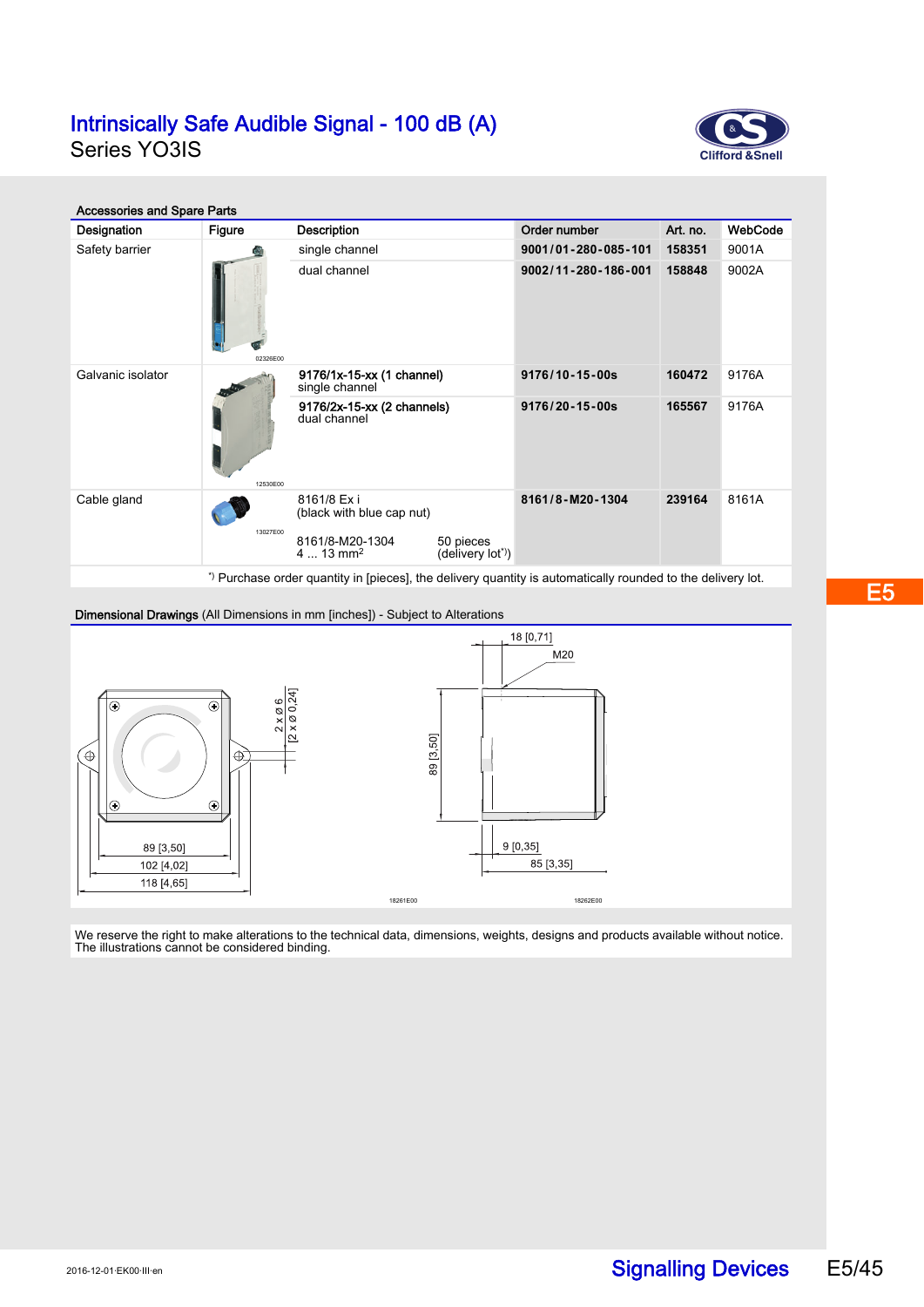# Intrinsically Safe Audible Signal - 100 dB (A)

Series YO3IS

## Accessories and Spare Parts

| Designation | Figure | Description | | Order number | Art. no. | WebCode |
|---|---|---|---|---|---|---|
| Safety barrier | 02326E00 | single channel | | 9001/01-280-085-101 | 158351 | 9001A |
| | | dual channel | | 9002/11-280-186-001 | 158848 | 9002A |
| Galvanic isolator | 12530E00 | **9176/1x-15-xx (1 channel)** single channel | | 9176/10-15-00s | 160472 | 9176A |
| | | **9176/2x-15-xx (2 channels)** dual channel | | 9176/20-15-00s | 165567 | 9176A |
| Cable gland | 13027E00 | 8161/8 Ex i (black with blue cap nut) | | 8161/8-M20-1304 | 239164 | 8161A |
| | | 8161/8-M20-1304 4 ... 13 mm$^2$ | 50 pieces (delivery lot*)) | | | |

*) Purchase order quantity in [pieces], the delivery quantity is automatically rounded to the delivery lot.

## Dimensional Drawings (All Dimensions in mm [inches]) - Subject to Alterations

2 x Ø 6
[2 x Ø 0,24]
89 [3,50]
102 [4,02]
118 [4,65]
18261E00

18 [0,71]
M20
89 [3,50]
9 [0,35]
85 [3,35]
18262E00

We reserve the right to make alterations to the technical data, dimensions, weights, designs and products available without notice. The illustrations cannot be considered binding.